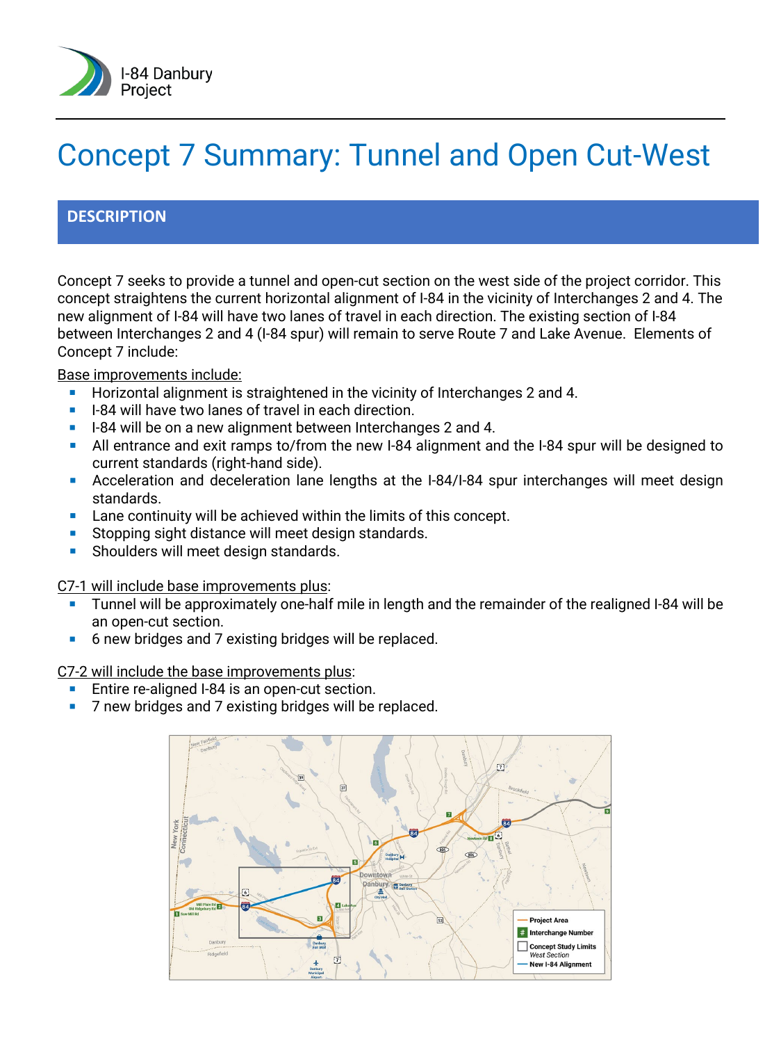I-84 Danbury Project

# Concept 7 Summary: Tunnel and Open Cut-West

## DESCRIPTION

Concept 7 seeks to provide a tunnel and open-cut section on the west side of the project corridor. This concept straightens the current horizontal alignment of I-84 in the vicinity of Interchanges 2 and 4. The new alignment of I-84 will have two lanes of travel in each direction. The existing section of I-84 between Interchanges 2 and 4 (I-84 spur) will remain to serve Route 7 and Lake Avenue. Elements of Concept 7 include:

Base improvements include:

- Horizontal alignment is straightened in the vicinity of Interchanges 2 and 4.
- I-84 will have two lanes of travel in each direction.
- I-84 will be on a new alignment between Interchanges 2 and 4.
- All entrance and exit ramps to/from the new I-84 alignment and the I-84 spur will be designed to current standards (right-hand side).
- Acceleration and deceleration lane lengths at the I-84/I-84 spur interchanges will meet design standards.
- Lane continuity will be achieved within the limits of this concept.
- Stopping sight distance will meet design standards.
- Shoulders will meet design standards.

C7-1 will include base improvements plus:

- Tunnel will be approximately one-half mile in length and the remainder of the realigned I-84 will be an open-cut section.
- 6 new bridges and 7 existing bridges will be replaced.

C7-2 will include the base improvements plus:

- Entire re-aligned I-84 is an open-cut section.
- 7 new bridges and 7 existing bridges will be replaced.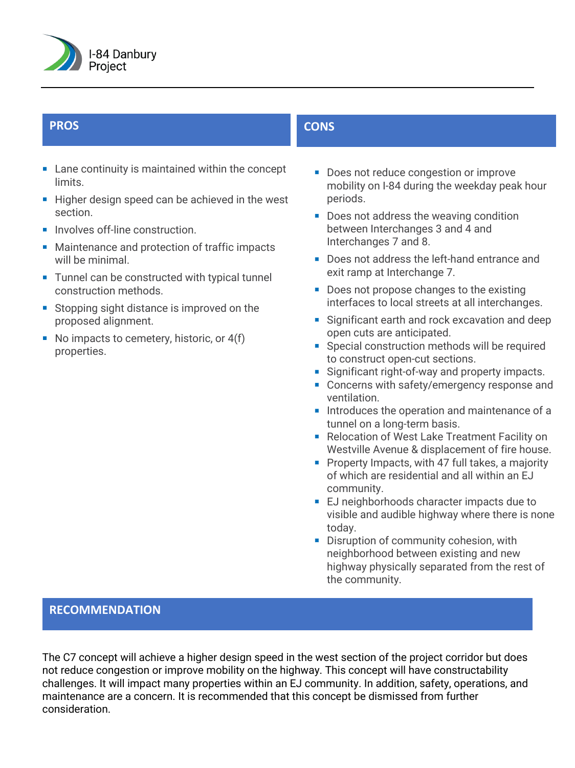## PROS

- Lane continuity is maintained within the concept limits.
- Higher design speed can be achieved in the west section.
- Involves off-line construction.
- Maintenance and protection of traffic impacts will be minimal.
- Tunnel can be constructed with typical tunnel construction methods.
- Stopping sight distance is improved on the proposed alignment.
- No impacts to cemetery, historic, or 4(f) properties.

## CONS

- Does not reduce congestion or improve mobility on I-84 during the weekday peak hour periods.
- Does not address the weaving condition between Interchanges 3 and 4 and Interchanges 7 and 8.
- Does not address the left-hand entrance and exit ramp at Interchange 7.
- Does not propose changes to the existing interfaces to local streets at all interchanges.
- Significant earth and rock excavation and deep open cuts are anticipated.
- Special construction methods will be required to construct open-cut sections.
- Significant right-of-way and property impacts.
- Concerns with safety/emergency response and ventilation.
- Introduces the operation and maintenance of a tunnel on a long-term basis.
- Relocation of West Lake Treatment Facility on Westville Avenue & displacement of fire house.
- Property Impacts, with 47 full takes, a majority of which are residential and all within an EJ community.
- EJ neighborhoods character impacts due to visible and audible highway where there is none today.
- Disruption of community cohesion, with neighborhood between existing and new highway physically separated from the rest of the community.

## RECOMMENDATION

The C7 concept will achieve a higher design speed in the west section of the project corridor but does not reduce congestion or improve mobility on the highway. This concept will have constructability challenges. It will impact many properties within an EJ community. In addition, safety, operations, and maintenance are a concern. It is recommended that this concept be dismissed from further consideration.